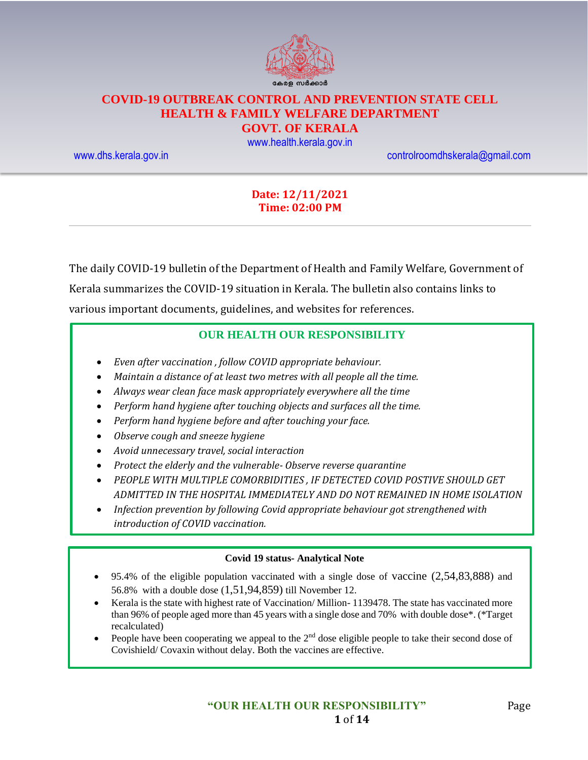കേരള സർക്കാർ

# COVID-19 OUTBREAK CONTROL AND PREVENTION STATE CELL
# HEALTH & FAMILY WELFARE DEPARTMENT
# GOVT. OF KERALA

www.health.kerala.gov.in

www.dhs.kerala.gov.in  controlroomdhskerala@gmail.com

**Date: 12/11/2021**
**Time: 02:00 PM**

---

The daily COVID-19 bulletin of the Department of Health and Family Welfare, Government of Kerala summarizes the COVID-19 situation in Kerala. The bulletin also contains links to various important documents, guidelines, and websites for references.

## OUR HEALTH OUR RESPONSIBILITY

- *Even after vaccination , follow COVID appropriate behaviour.*
- *Maintain a distance of at least two metres with all people all the time.*
- *Always wear clean face mask appropriately everywhere all the time*
- *Perform hand hygiene after touching objects and surfaces all the time.*
- *Perform hand hygiene before and after touching your face.*
- *Observe cough and sneeze hygiene*
- *Avoid unnecessary travel, social interaction*
- *Protect the elderly and the vulnerable- Observe reverse quarantine*
- *PEOPLE WITH MULTIPLE COMORBIDITIES , IF DETECTED COVID POSTIVE SHOULD GET ADMITTED IN THE HOSPITAL IMMEDIATELY AND DO NOT REMAINED IN HOME ISOLATION*
- *Infection prevention by following Covid appropriate behaviour got strengthened with introduction of COVID vaccination.*

**Covid 19 status- Analytical Note**

- 95.4% of the eligible population vaccinated with a single dose of vaccine (2,54,83,888) and 56.8% with a double dose (1,51,94,859) till November 12.
- Kerala is the state with highest rate of Vaccination/ Million- 1139478. The state has vaccinated more than 96% of people aged more than 45 years with a single dose and 70% with double dose*. (*Target recalculated)
- People have been cooperating we appeal to the 2nd dose eligible people to take their second dose of Covishield/ Covaxin without delay. Both the vaccines are effective.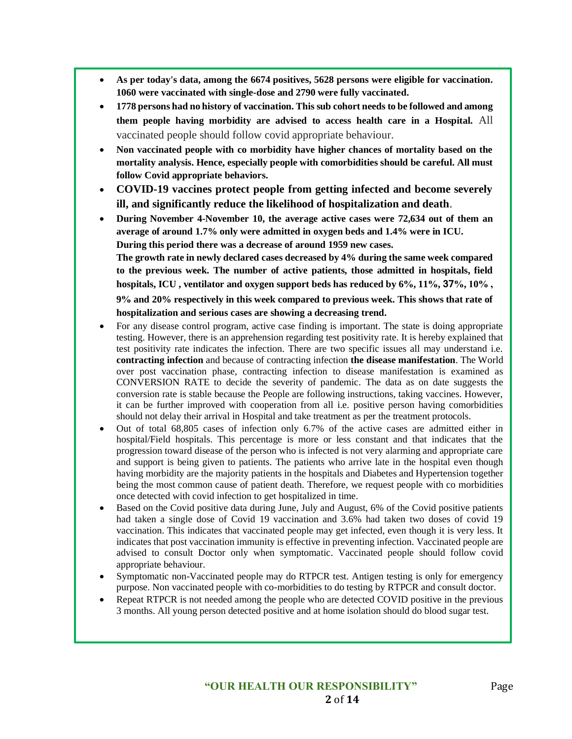- **As per today's data, among the 6674 positives, 5628 persons were eligible for vaccination. 1060 were vaccinated with single-dose and 2790 were fully vaccinated.**
- **1778 persons had no history of vaccination. This sub cohort needs to be followed and among them people having morbidity are advised to access health care in a Hospital.** All vaccinated people should follow covid appropriate behaviour.
- **Non vaccinated people with co morbidity have higher chances of mortality based on the mortality analysis. Hence, especially people with comorbidities should be careful. All must follow Covid appropriate behaviors.**
- **COVID-19 vaccines protect people from getting infected and become severely ill, and significantly reduce the likelihood of hospitalization and death**.
- **During November 4-November 10, the average active cases were 72,634 out of them an average of around 1.7% only were admitted in oxygen beds and 1.4% were in ICU. During this period there was a decrease of around 1959 new cases.**
  **The growth rate in newly declared cases decreased by 4% during the same week compared to the previous week. The number of active patients, those admitted in hospitals, field hospitals, ICU , ventilator and oxygen support beds has reduced by 6%, 11%, 37%, 10% , 9% and 20% respectively in this week compared to previous week. This shows that rate of hospitalization and serious cases are showing a decreasing trend.**
- For any disease control program, active case finding is important. The state is doing appropriate testing. However, there is an apprehension regarding test positivity rate. It is hereby explained that test positivity rate indicates the infection. There are two specific issues all may understand i.e. **contracting infection** and because of contracting infection **the disease manifestation**. The World over post vaccination phase, contracting infection to disease manifestation is examined as CONVERSION RATE to decide the severity of pandemic. The data as on date suggests the conversion rate is stable because the People are following instructions, taking vaccines. However, it can be further improved with cooperation from all i.e. positive person having comorbidities should not delay their arrival in Hospital and take treatment as per the treatment protocols.
- Out of total 68,805 cases of infection only 6.7% of the active cases are admitted either in hospital/Field hospitals. This percentage is more or less constant and that indicates that the progression toward disease of the person who is infected is not very alarming and appropriate care and support is being given to patients. The patients who arrive late in the hospital even though having morbidity are the majority patients in the hospitals and Diabetes and Hypertension together being the most common cause of patient death. Therefore, we request people with co morbidities once detected with covid infection to get hospitalized in time.
- Based on the Covid positive data during June, July and August, 6% of the Covid positive patients had taken a single dose of Covid 19 vaccination and 3.6% had taken two doses of covid 19 vaccination. This indicates that vaccinated people may get infected, even though it is very less. It indicates that post vaccination immunity is effective in preventing infection. Vaccinated people are advised to consult Doctor only when symptomatic. Vaccinated people should follow covid appropriate behaviour.
- Symptomatic non-Vaccinated people may do RTPCR test. Antigen testing is only for emergency purpose. Non vaccinated people with co-morbidities to do testing by RTPCR and consult doctor.
- Repeat RTPCR is not needed among the people who are detected COVID positive in the previous 3 months. All young person detected positive and at home isolation should do blood sugar test.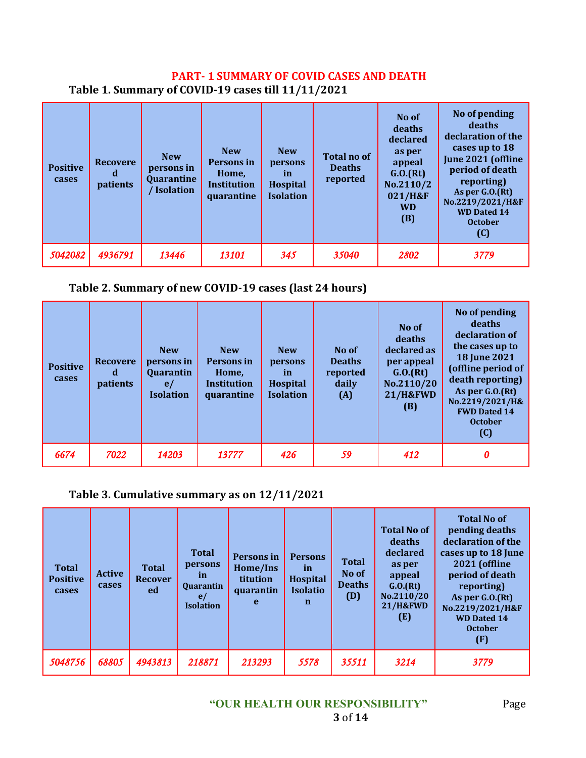## PART- 1 SUMMARY OF COVID CASES AND DEATH

### Table 1. Summary of COVID-19 cases till 11/11/2021

| Positive cases | Recovered patients | New persons in Quarantine / Isolation | New Persons in Home, Institution quarantine | New persons in Hospital Isolation | Total no of Deaths reported | No of deaths declared as per appeal G.O.(Rt) No.2110/2021/H&F WD (B) | No of pending deaths declaration of the cases up to 18 June 2021 (offline period of death reporting) As per G.O.(Rt) No.2219/2021/H&F WD Dated 14 October (C) |
|---|---|---|---|---|---|---|---|
| *5042082* | *4936791* | *13446* | *13101* | *345* | *35040* | *2802* | *3779* |

### Table 2. Summary of new COVID-19 cases (last 24 hours)

| Positive cases | Recovered patients | New persons in Quarantine/ Isolation | New Persons in Home, Institution quarantine | New persons in Hospital Isolation | No of Deaths reported daily (A) | No of deaths declared as per appeal G.O.(Rt) No.2110/2021/H&FWD (B) | No of pending deaths declaration of the cases up to 18 June 2021 (offline period of death reporting) As per G.O.(Rt) No.2219/2021/H&FWD Dated 14 October (C) |
|---|---|---|---|---|---|---|---|
| *6674* | *7022* | *14203* | *13777* | *426* | *59* | *412* | *0* |

### Table 3. Cumulative summary as on 12/11/2021

| Total Positive cases | Active cases | Total Recovered | Total persons in Quarantine/ Isolation | Persons in Home/Institution quarantine | Persons in Hospital Isolation | Total No of Deaths (D) | Total No of deaths declared as per appeal G.O.(Rt) No.2110/2021/H&FWD (E) | Total No of pending deaths declaration of the cases up to 18 June 2021 (offline period of death reporting) As per G.O.(Rt) No.2219/2021/H&F WD Dated 14 October (F) |
|---|---|---|---|---|---|---|---|---|
| *5048756* | *68805* | *4943813* | *218871* | *213293* | *5578* | *35511* | *3214* | *3779* |

"OUR HEALTH OUR RESPONSIBILITY"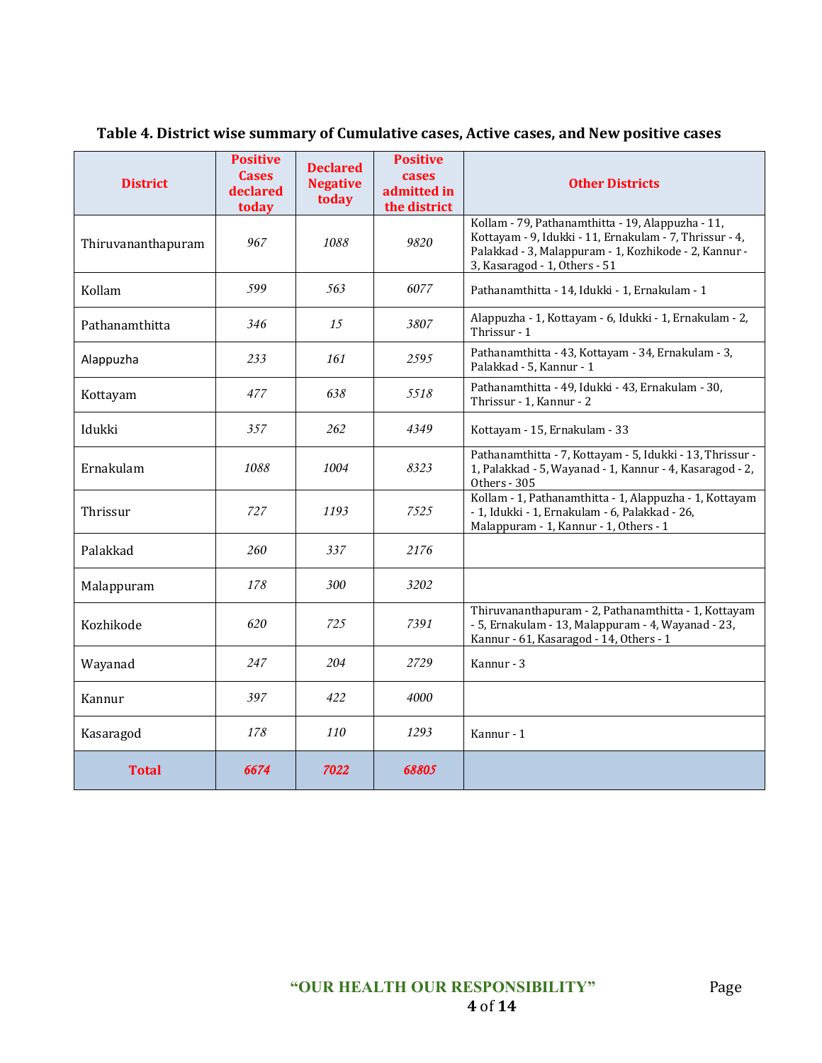**Table 4. District wise summary of Cumulative cases, Active cases, and New positive cases**

| District | Positive Cases declared today | Declared Negative today | Positive cases admitted in the district | Other Districts |
|---|---|---|---|---|
| Thiruvananthapuram | 967 | 1088 | 9820 | Kollam - 79, Pathanamthitta - 19, Alappuzha - 11, Kottayam - 9, Idukki - 11, Ernakulam - 7, Thrissur - 4, Palakkad - 3, Malappuram - 1, Kozhikode - 2, Kannur - 3, Kasaragod - 1, Others - 51 |
| Kollam | 599 | 563 | 6077 | Pathanamthitta - 14, Idukki - 1, Ernakulam - 1 |
| Pathanamthitta | 346 | 15 | 3807 | Alappuzha - 1, Kottayam - 6, Idukki - 1, Ernakulam - 2, Thrissur - 1 |
| Alappuzha | 233 | 161 | 2595 | Pathanamthitta - 43, Kottayam - 34, Ernakulam - 3, Palakkad - 5, Kannur - 1 |
| Kottayam | 477 | 638 | 5518 | Pathanamthitta - 49, Idukki - 43, Ernakulam - 30, Thrissur - 1, Kannur - 2 |
| Idukki | 357 | 262 | 4349 | Kottayam - 15, Ernakulam - 33 |
| Ernakulam | 1088 | 1004 | 8323 | Pathanamthitta - 7, Kottayam - 5, Idukki - 13, Thrissur - 1, Palakkad - 5, Wayanad - 1, Kannur - 4, Kasaragod - 2, Others - 305 |
| Thrissur | 727 | 1193 | 7525 | Kollam - 1, Pathanamthitta - 1, Alappuzha - 1, Kottayam - 1, Idukki - 1, Ernakulam - 6, Palakkad - 26, Malappuram - 1, Kannur - 1, Others - 1 |
| Palakkad | 260 | 337 | 2176 | |
| Malappuram | 178 | 300 | 3202 | |
| Kozhikode | 620 | 725 | 7391 | Thiruvananthapuram - 2, Pathanamthitta - 1, Kottayam - 5, Ernakulam - 13, Malappuram - 4, Wayanad - 23, Kannur - 61, Kasaragod - 14, Others - 1 |
| Wayanad | 247 | 204 | 2729 | Kannur - 3 |
| Kannur | 397 | 422 | 4000 | |
| Kasaragod | 178 | 110 | 1293 | Kannur - 1 |
| **Total** | **6674** | **7022** | **68805** | |

**"OUR HEALTH OUR RESPONSIBILITY"**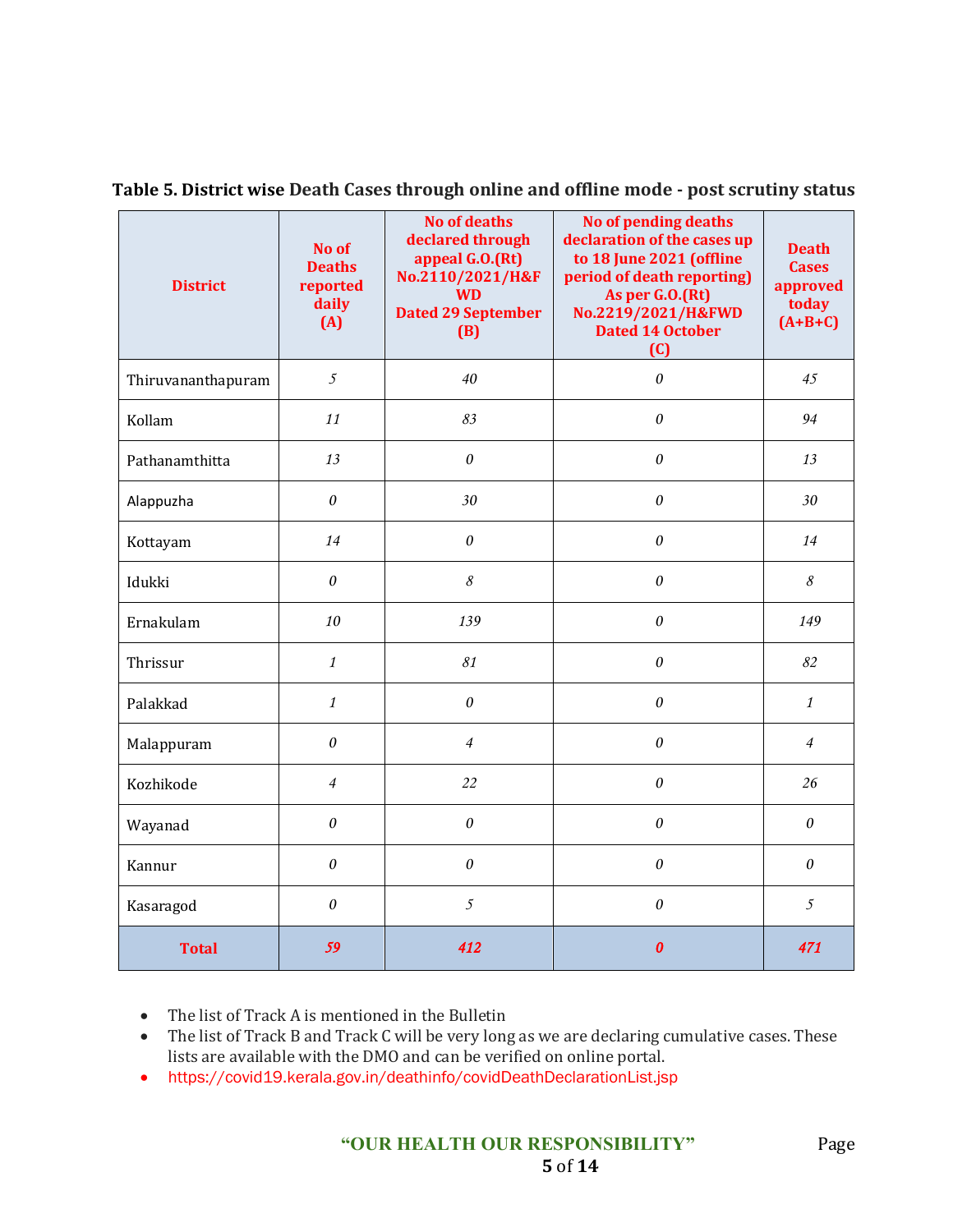**Table 5. District wise Death Cases through online and offline mode - post scrutiny status**

| District | No of Deaths reported daily (A) | No of deaths declared through appeal G.O.(Rt) No.2110/2021/H&FWD Dated 29 September (B) | No of pending deaths declaration of the cases up to 18 June 2021 (offline period of death reporting) As per G.O.(Rt) No.2219/2021/H&FWD Dated 14 October (C) | Death Cases approved today (A+B+C) |
|---|---|---|---|---|
| Thiruvananthapuram | 5 | 40 | 0 | 45 |
| Kollam | 11 | 83 | 0 | 94 |
| Pathanamthitta | 13 | 0 | 0 | 13 |
| Alappuzha | 0 | 30 | 0 | 30 |
| Kottayam | 14 | 0 | 0 | 14 |
| Idukki | 0 | 8 | 0 | 8 |
| Ernakulam | 10 | 139 | 0 | 149 |
| Thrissur | 1 | 81 | 0 | 82 |
| Palakkad | 1 | 0 | 0 | 1 |
| Malappuram | 0 | 4 | 0 | 4 |
| Kozhikode | 4 | 22 | 0 | 26 |
| Wayanad | 0 | 0 | 0 | 0 |
| Kannur | 0 | 0 | 0 | 0 |
| Kasaragod | 0 | 5 | 0 | 5 |
| **Total** | **59** | **412** | **0** | **471** |

- The list of Track A is mentioned in the Bulletin
- The list of Track B and Track C will be very long as we are declaring cumulative cases. These lists are available with the DMO and can be verified on online portal.
- https://covid19.kerala.gov.in/deathinfo/covidDeathDeclarationList.jsp

"OUR HEALTH OUR RESPONSIBILITY"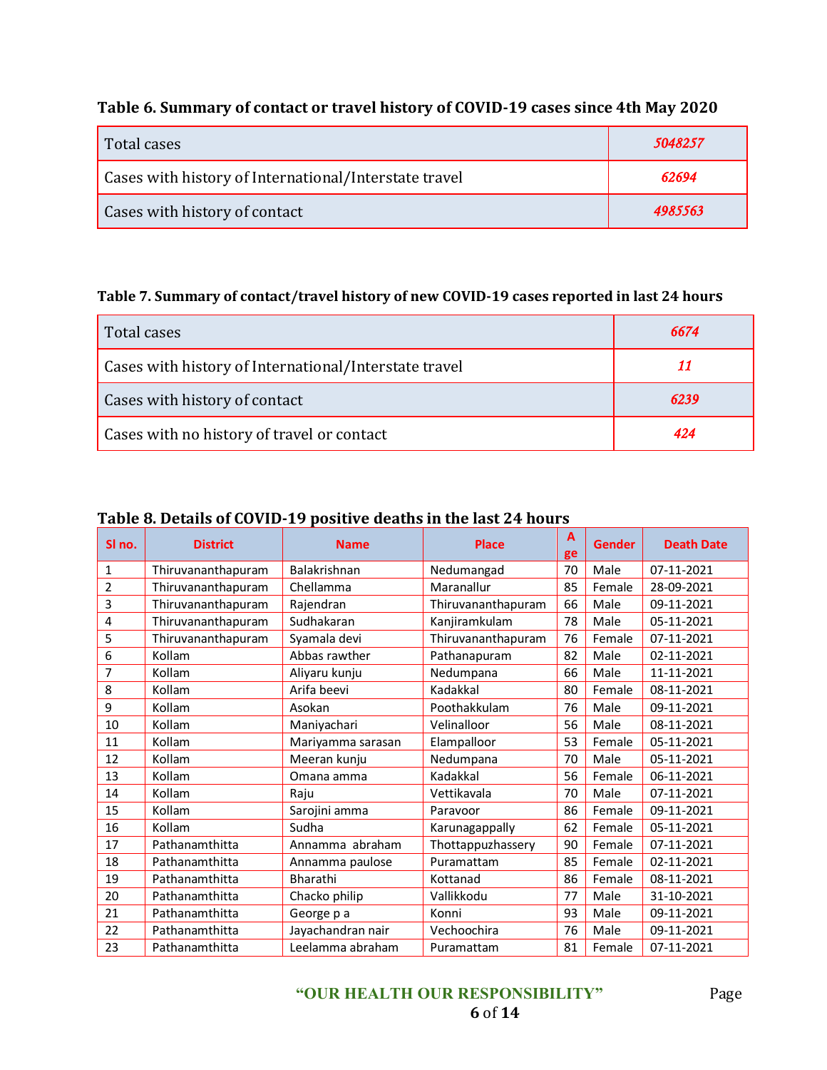**Table 6. Summary of contact or travel history of COVID-19 cases since 4th May 2020**

| | |
|---|---|
| Total cases | *5048257* |
| Cases with history of International/Interstate travel | *62694* |
| Cases with history of contact | *4985563* |

**Table 7. Summary of contact/travel history of new COVID-19 cases reported in last 24 hours**

| | |
|---|---|
| Total cases | *6674* |
| Cases with history of International/Interstate travel | *11* |
| Cases with history of contact | *6239* |
| Cases with no history of travel or contact | *424* |

**Table 8. Details of COVID-19 positive deaths in the last 24 hours**

| Sl no. | District | Name | Place | Age | Gender | Death Date |
|---|---|---|---|---|---|---|
| 1 | Thiruvananthapuram | Balakrishnan | Nedumangad | 70 | Male | 07-11-2021 |
| 2 | Thiruvananthapuram | Chellamma | Maranallur | 85 | Female | 28-09-2021 |
| 3 | Thiruvananthapuram | Rajendran | Thiruvananthapuram | 66 | Male | 09-11-2021 |
| 4 | Thiruvananthapuram | Sudhakaran | Kanjiramkulam | 78 | Male | 05-11-2021 |
| 5 | Thiruvananthapuram | Syamala devi | Thiruvananthapuram | 76 | Female | 07-11-2021 |
| 6 | Kollam | Abbas rawther | Pathanapuram | 82 | Male | 02-11-2021 |
| 7 | Kollam | Aliyaru kunju | Nedumpana | 66 | Male | 11-11-2021 |
| 8 | Kollam | Arifa beevi | Kadakkal | 80 | Female | 08-11-2021 |
| 9 | Kollam | Asokan | Poothakkulam | 76 | Male | 09-11-2021 |
| 10 | Kollam | Maniyachari | Velinalloor | 56 | Male | 08-11-2021 |
| 11 | Kollam | Mariyamma sarasan | Elampalloor | 53 | Female | 05-11-2021 |
| 12 | Kollam | Meeran kunju | Nedumpana | 70 | Male | 05-11-2021 |
| 13 | Kollam | Omana amma | Kadakkal | 56 | Female | 06-11-2021 |
| 14 | Kollam | Raju | Vettikavala | 70 | Male | 07-11-2021 |
| 15 | Kollam | Sarojini amma | Paravoor | 86 | Female | 09-11-2021 |
| 16 | Kollam | Sudha | Karunagappally | 62 | Female | 05-11-2021 |
| 17 | Pathanamthitta | Annamma abraham | Thottappuzhassery | 90 | Female | 07-11-2021 |
| 18 | Pathanamthitta | Annamma paulose | Puramattam | 85 | Female | 02-11-2021 |
| 19 | Pathanamthitta | Bharathi | Kottanad | 86 | Female | 08-11-2021 |
| 20 | Pathanamthitta | Chacko philip | Vallikkodu | 77 | Male | 31-10-2021 |
| 21 | Pathanamthitta | George p a | Konni | 93 | Male | 09-11-2021 |
| 22 | Pathanamthitta | Jayachandran nair | Vechoochira | 76 | Male | 09-11-2021 |
| 23 | Pathanamthitta | Leelamma abraham | Puramattam | 81 | Female | 07-11-2021 |

**"OUR HEALTH OUR RESPONSIBILITY"**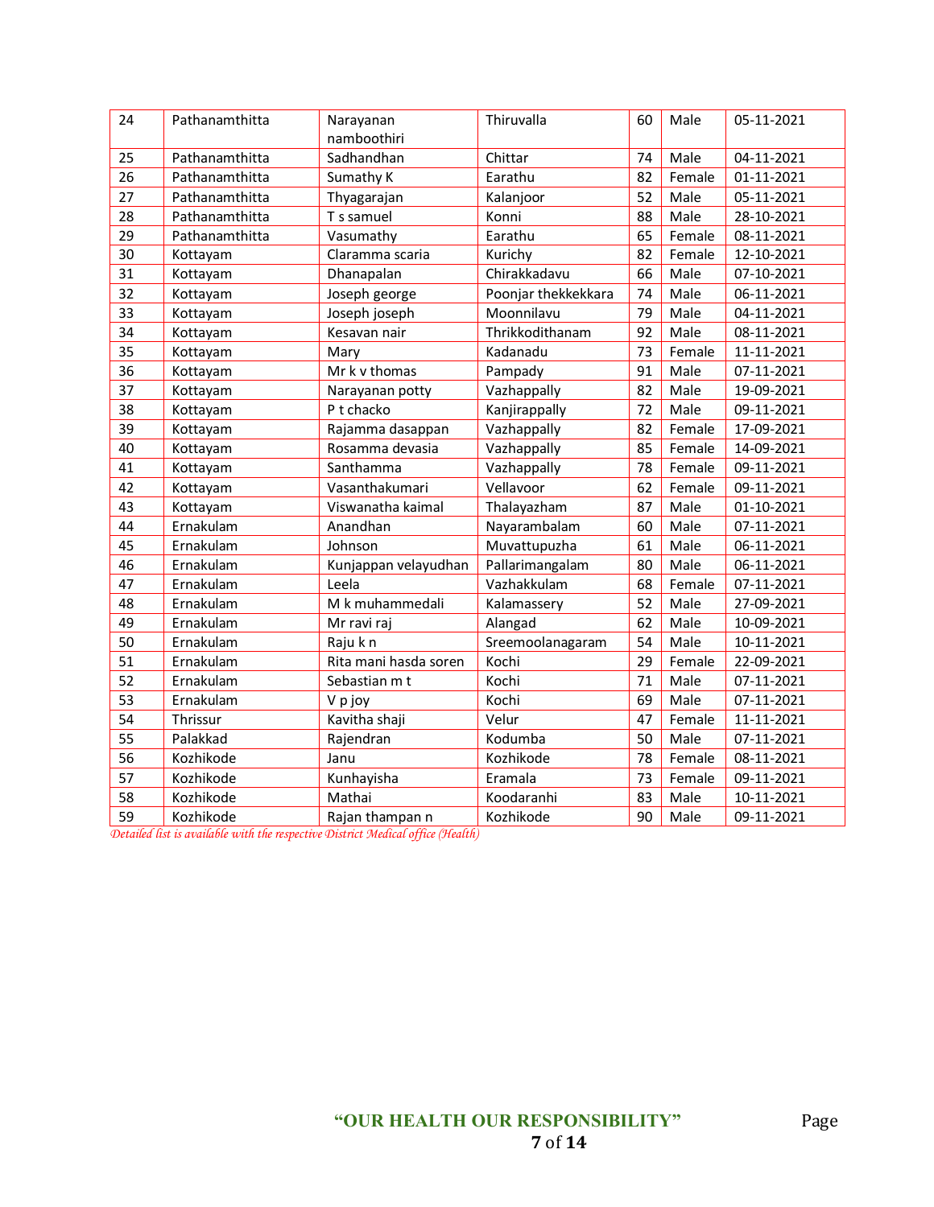| 24 | Pathanamthitta | Narayanan namboothiri | Thiruvalla | 60 | Male | 05-11-2021 |
|---|---|---|---|---|---|---|
| 25 | Pathanamthitta | Sadhandhan | Chittar | 74 | Male | 04-11-2021 |
| 26 | Pathanamthitta | Sumathy K | Earathu | 82 | Female | 01-11-2021 |
| 27 | Pathanamthitta | Thyagarajan | Kalanjoor | 52 | Male | 05-11-2021 |
| 28 | Pathanamthitta | T s samuel | Konni | 88 | Male | 28-10-2021 |
| 29 | Pathanamthitta | Vasumathy | Earathu | 65 | Female | 08-11-2021 |
| 30 | Kottayam | Claramma scaria | Kurichy | 82 | Female | 12-10-2021 |
| 31 | Kottayam | Dhanapalan | Chirakkadavu | 66 | Male | 07-10-2021 |
| 32 | Kottayam | Joseph george | Poonjar thekkekkara | 74 | Male | 06-11-2021 |
| 33 | Kottayam | Joseph joseph | Moonnilavu | 79 | Male | 04-11-2021 |
| 34 | Kottayam | Kesavan nair | Thrikkodithanam | 92 | Male | 08-11-2021 |
| 35 | Kottayam | Mary | Kadanadu | 73 | Female | 11-11-2021 |
| 36 | Kottayam | Mr k v thomas | Pampady | 91 | Male | 07-11-2021 |
| 37 | Kottayam | Narayanan potty | Vazhappally | 82 | Male | 19-09-2021 |
| 38 | Kottayam | P t chacko | Kanjirappally | 72 | Male | 09-11-2021 |
| 39 | Kottayam | Rajamma dasappan | Vazhappally | 82 | Female | 17-09-2021 |
| 40 | Kottayam | Rosamma devasia | Vazhappally | 85 | Female | 14-09-2021 |
| 41 | Kottayam | Santhamma | Vazhappally | 78 | Female | 09-11-2021 |
| 42 | Kottayam | Vasanthakumari | Vellavoor | 62 | Female | 09-11-2021 |
| 43 | Kottayam | Viswanatha kaimal | Thalayazham | 87 | Male | 01-10-2021 |
| 44 | Ernakulam | Anandhan | Nayarambalam | 60 | Male | 07-11-2021 |
| 45 | Ernakulam | Johnson | Muvattupuzha | 61 | Male | 06-11-2021 |
| 46 | Ernakulam | Kunjappan velayudhan | Pallarimangalam | 80 | Male | 06-11-2021 |
| 47 | Ernakulam | Leela | Vazhakkulam | 68 | Female | 07-11-2021 |
| 48 | Ernakulam | M k muhammedali | Kalamassery | 52 | Male | 27-09-2021 |
| 49 | Ernakulam | Mr ravi raj | Alangad | 62 | Male | 10-09-2021 |
| 50 | Ernakulam | Raju k n | Sreemoolanagaram | 54 | Male | 10-11-2021 |
| 51 | Ernakulam | Rita mani hasda soren | Kochi | 29 | Female | 22-09-2021 |
| 52 | Ernakulam | Sebastian m t | Kochi | 71 | Male | 07-11-2021 |
| 53 | Ernakulam | V p joy | Kochi | 69 | Male | 07-11-2021 |
| 54 | Thrissur | Kavitha shaji | Velur | 47 | Female | 11-11-2021 |
| 55 | Palakkad | Rajendran | Kodumba | 50 | Male | 07-11-2021 |
| 56 | Kozhikode | Janu | Kozhikode | 78 | Female | 08-11-2021 |
| 57 | Kozhikode | Kunhayisha | Eramala | 73 | Female | 09-11-2021 |
| 58 | Kozhikode | Mathai | Koodaranhi | 83 | Male | 10-11-2021 |
| 59 | Kozhikode | Rajan thampan n | Kozhikode | 90 | Male | 09-11-2021 |

*Detailed list is available with the respective District Medical office (Health)*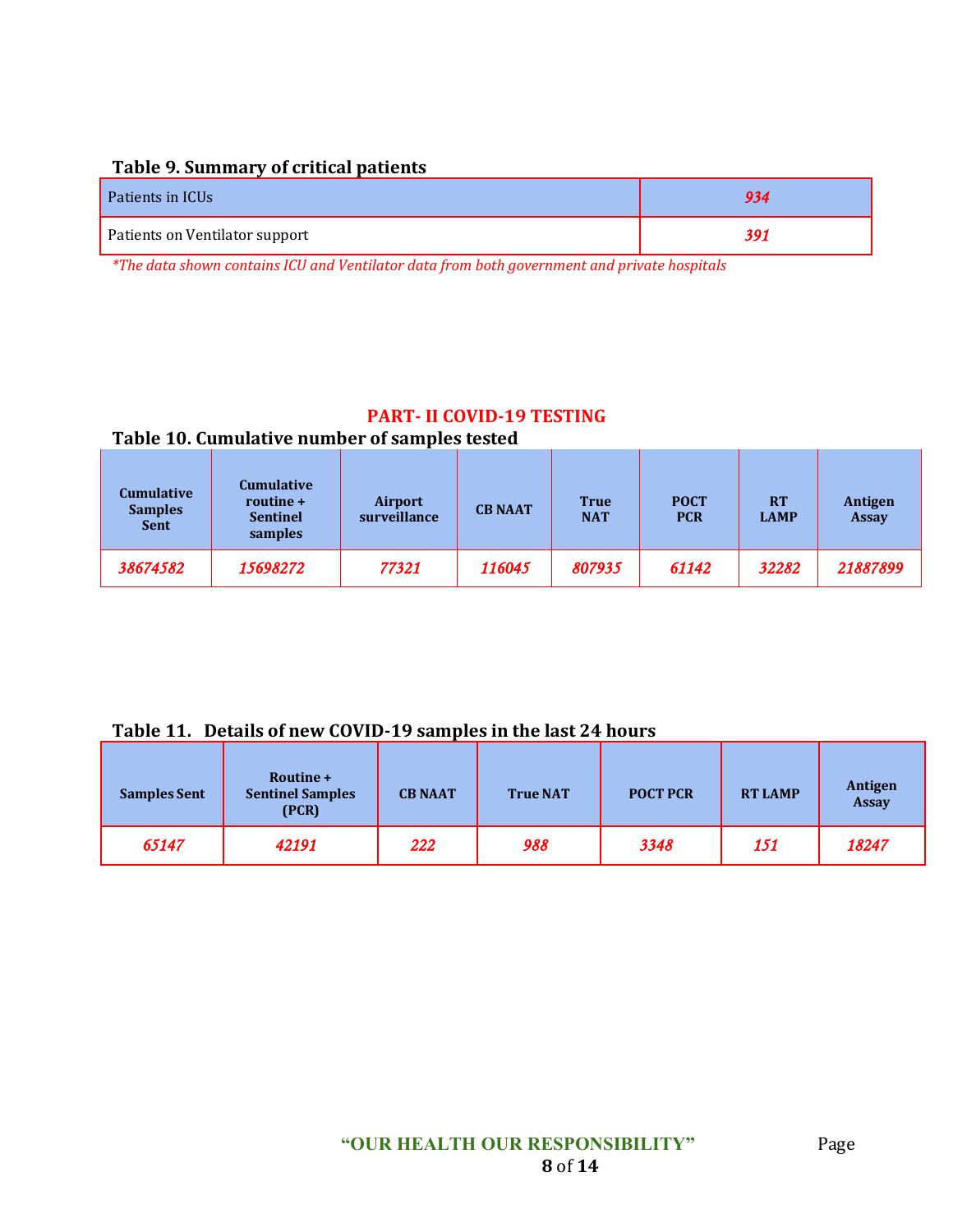**Table 9. Summary of critical patients**

| | |
|---|---|
| Patients in ICUs | *934* |
| Patients on Ventilator support | *391* |

*\*The data shown contains ICU and Ventilator data from both government and private hospitals*

## PART- II COVID-19 TESTING

**Table 10. Cumulative number of samples tested**

| Cumulative Samples Sent | Cumulative routine + Sentinel samples | Airport surveillance | CB NAAT | True NAT | POCT PCR | RT LAMP | Antigen Assay |
|---|---|---|---|---|---|---|---|
| *38674582* | *15698272* | *77321* | *116045* | *807935* | *61142* | *32282* | *21887899* |

**Table 11. Details of new COVID-19 samples in the last 24 hours**

| Samples Sent | Routine + Sentinel Samples (PCR) | CB NAAT | True NAT | POCT PCR | RT LAMP | Antigen Assay |
|---|---|---|---|---|---|---|
| *65147* | *42191* | *222* | *988* | *3348* | *151* | *18247* |

**"OUR HEALTH OUR RESPONSIBILITY"**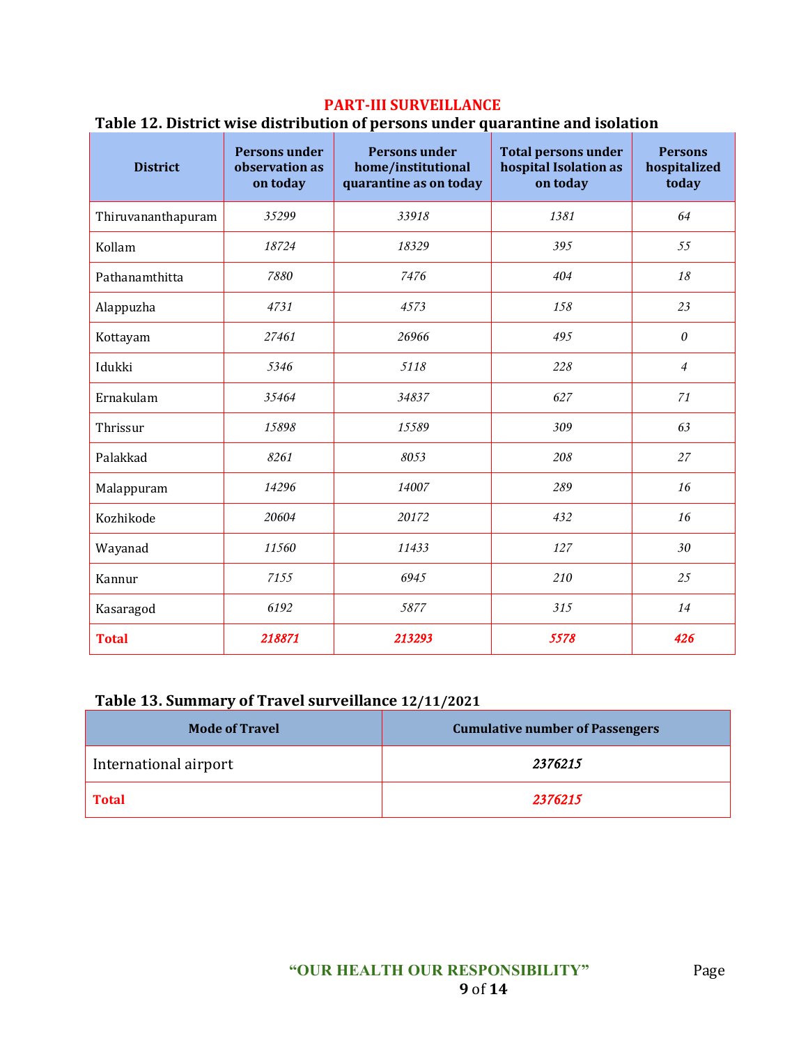## PART-III SURVEILLANCE

### Table 12. District wise distribution of persons under quarantine and isolation

| District | Persons under observation as on today | Persons under home/institutional quarantine as on today | Total persons under hospital Isolation as on today | Persons hospitalized today |
|---|---|---|---|---|
| Thiruvananthapuram | 35299 | 33918 | 1381 | 64 |
| Kollam | 18724 | 18329 | 395 | 55 |
| Pathanamthitta | 7880 | 7476 | 404 | 18 |
| Alappuzha | 4731 | 4573 | 158 | 23 |
| Kottayam | 27461 | 26966 | 495 | 0 |
| Idukki | 5346 | 5118 | 228 | 4 |
| Ernakulam | 35464 | 34837 | 627 | 71 |
| Thrissur | 15898 | 15589 | 309 | 63 |
| Palakkad | 8261 | 8053 | 208 | 27 |
| Malappuram | 14296 | 14007 | 289 | 16 |
| Kozhikode | 20604 | 20172 | 432 | 16 |
| Wayanad | 11560 | 11433 | 127 | 30 |
| Kannur | 7155 | 6945 | 210 | 25 |
| Kasaragod | 6192 | 5877 | 315 | 14 |
| **Total** | **218871** | **213293** | **5578** | **426** |

### Table 13. Summary of Travel surveillance 12/11/2021

| Mode of Travel | Cumulative number of Passengers |
|---|---|
| International airport | 2376215 |
| **Total** | **2376215** |

"OUR HEALTH OUR RESPONSIBILITY"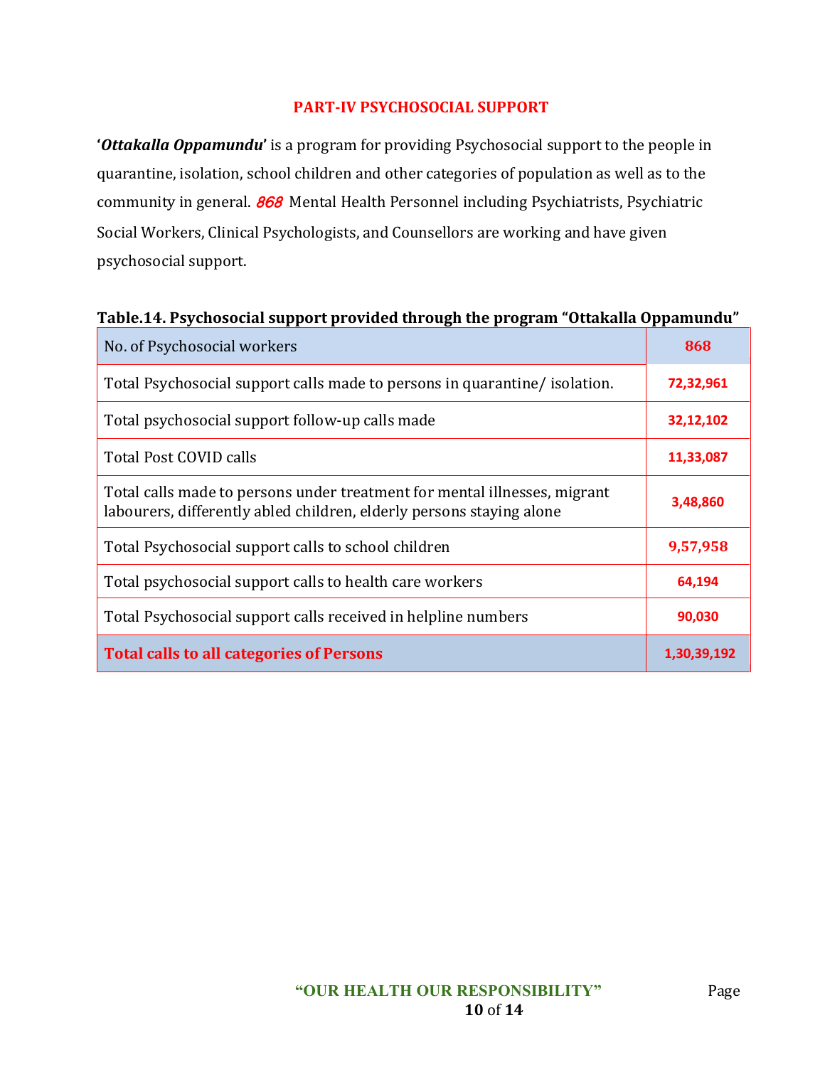## PART-IV PSYCHOSOCIAL SUPPORT

'***Ottakalla Oppamundu***' is a program for providing Psychosocial support to the people in quarantine, isolation, school children and other categories of population as well as to the community in general. *868* Mental Health Personnel including Psychiatrists, Psychiatric Social Workers, Clinical Psychologists, and Counsellors are working and have given psychosocial support.

**Table.14. Psychosocial support provided through the program "Ottakalla Oppamundu"**

| No. of Psychosocial workers | **868** |
|---|---|
| Total Psychosocial support calls made to persons in quarantine/ isolation. | **72,32,961** |
| Total psychosocial support follow-up calls made | **32,12,102** |
| Total Post COVID calls | **11,33,087** |
| Total calls made to persons under treatment for mental illnesses, migrant labourers, differently abled children, elderly persons staying alone | **3,48,860** |
| Total Psychosocial support calls to school children | **9,57,958** |
| Total psychosocial support calls to health care workers | **64,194** |
| Total Psychosocial support calls received in helpline numbers | **90,030** |
| **Total calls to all categories of Persons** | **1,30,39,192** |

"OUR HEALTH OUR RESPONSIBILITY"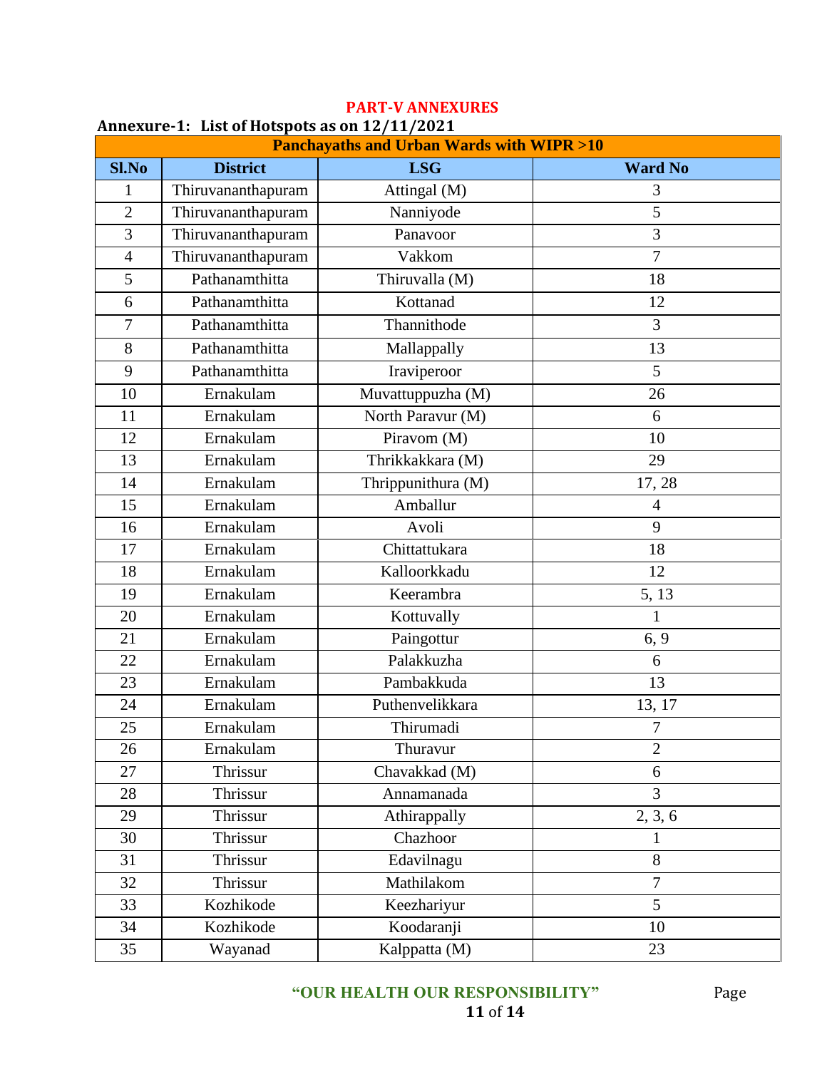## PART-V ANNEXURES

### Annexure-1: List of Hotspots as on 12/11/2021

| Panchayaths and Urban Wards with WIPR >10 | | | |
|---|---|---|---|
| **Sl.No** | **District** | **LSG** | **Ward No** |
| 1 | Thiruvananthapuram | Attingal (M) | 3 |
| 2 | Thiruvananthapuram | Nanniyode | 5 |
| 3 | Thiruvananthapuram | Panavoor | 3 |
| 4 | Thiruvananthapuram | Vakkom | 7 |
| 5 | Pathanamthitta | Thiruvalla (M) | 18 |
| 6 | Pathanamthitta | Kottanad | 12 |
| 7 | Pathanamthitta | Thannithode | 3 |
| 8 | Pathanamthitta | Mallappally | 13 |
| 9 | Pathanamthitta | Iraviperoor | 5 |
| 10 | Ernakulam | Muvattuppuzha (M) | 26 |
| 11 | Ernakulam | North Paravur (M) | 6 |
| 12 | Ernakulam | Piravom (M) | 10 |
| 13 | Ernakulam | Thrikkakkara (M) | 29 |
| 14 | Ernakulam | Thrippunithura (M) | 17, 28 |
| 15 | Ernakulam | Amballur | 4 |
| 16 | Ernakulam | Avoli | 9 |
| 17 | Ernakulam | Chittattukara | 18 |
| 18 | Ernakulam | Kalloorkkadu | 12 |
| 19 | Ernakulam | Keerambra | 5, 13 |
| 20 | Ernakulam | Kottuvally | 1 |
| 21 | Ernakulam | Paingottur | 6, 9 |
| 22 | Ernakulam | Palakkuzha | 6 |
| 23 | Ernakulam | Pambakkuda | 13 |
| 24 | Ernakulam | Puthenvelikkara | 13, 17 |
| 25 | Ernakulam | Thirumadi | 7 |
| 26 | Ernakulam | Thuravur | 2 |
| 27 | Thrissur | Chavakkad (M) | 6 |
| 28 | Thrissur | Annamanada | 3 |
| 29 | Thrissur | Athirappally | 2, 3, 6 |
| 30 | Thrissur | Chazhoor | 1 |
| 31 | Thrissur | Edavilnagu | 8 |
| 32 | Thrissur | Mathilakom | 7 |
| 33 | Kozhikode | Keezhariyur | 5 |
| 34 | Kozhikode | Koodaranji | 10 |
| 35 | Wayanad | Kalppatta (M) | 23 |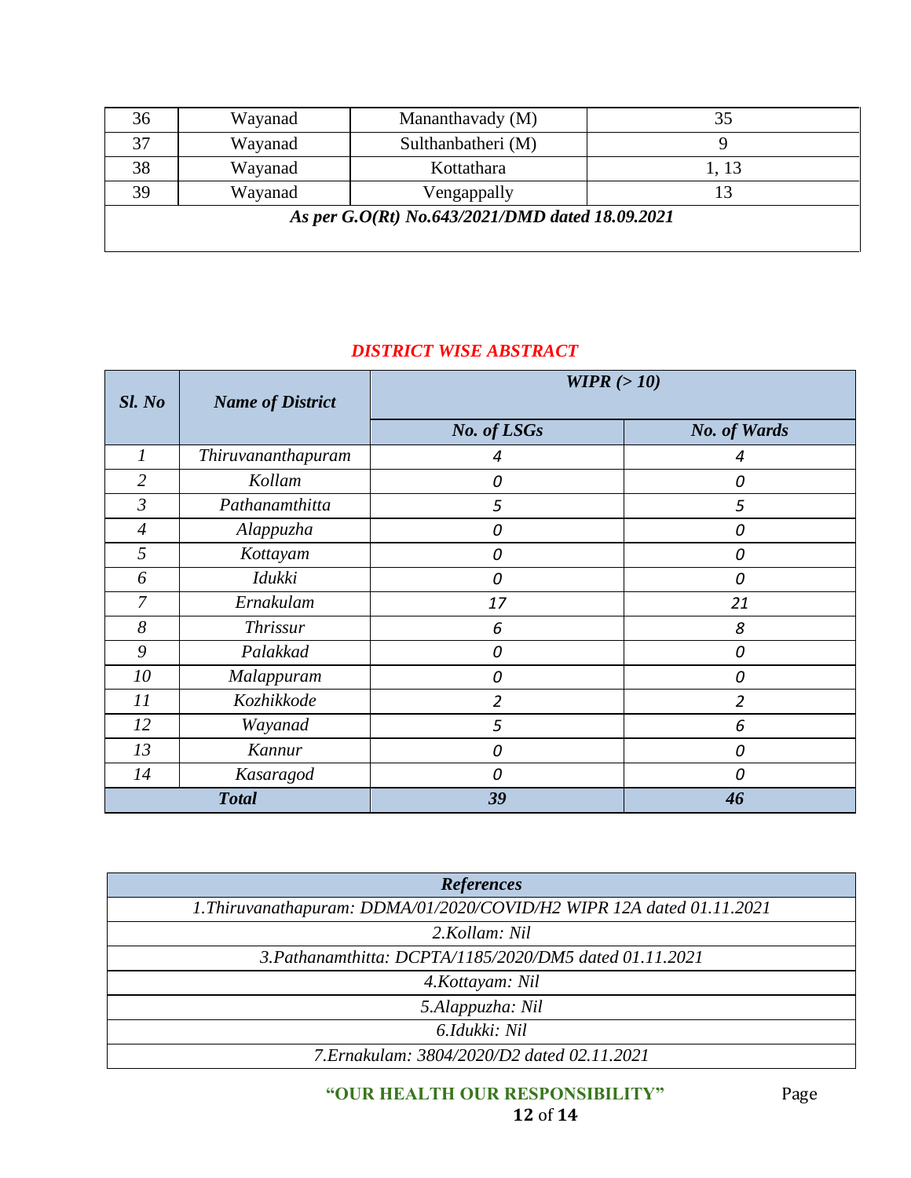| 36 | Wayanad | Mananthavady (M) | 35 |
|---|---|---|---|
| 37 | Wayanad | Sulthanbatheri (M) | 9 |
| 38 | Wayanad | Kottathara | 1, 13 |
| 39 | Wayanad | Vengappally | 13 |
| ***As per G.O(Rt) No.643/2021/DMD dated 18.09.2021*** | | | |

## *DISTRICT WISE ABSTRACT*

| ***Sl. No*** | ***Name of District*** | ***WIPR (> 10)*** | |
|---|---|---|---|
| | | ***No. of LSGs*** | ***No. of Wards*** |
| *1* | *Thiruvananthapuram* | *4* | *4* |
| *2* | *Kollam* | *0* | *0* |
| *3* | *Pathanamthitta* | *5* | *5* |
| *4* | *Alappuzha* | *0* | *0* |
| *5* | *Kottayam* | *0* | *0* |
| *6* | *Idukki* | *0* | *0* |
| *7* | *Ernakulam* | *17* | *21* |
| *8* | *Thrissur* | *6* | *8* |
| *9* | *Palakkad* | *0* | *0* |
| *10* | *Malappuram* | *0* | *0* |
| *11* | *Kozhikkode* | *2* | *2* |
| *12* | *Wayanad* | *5* | *6* |
| *13* | *Kannur* | *0* | *0* |
| *14* | *Kasaragod* | *0* | *0* |
| ***Total*** | | ***39*** | ***46*** |

| ***References*** |
|---|
| *1.Thiruvanathapuram: DDMA/01/2020/COVID/H2 WIPR 12A dated 01.11.2021* |
| *2.Kollam: Nil* |
| *3.Pathanamthitta: DCPTA/1185/2020/DM5 dated 01.11.2021* |
| *4.Kottayam: Nil* |
| *5.Alappuzha: Nil* |
| *6.Idukki: Nil* |
| *7.Ernakulam: 3804/2020/D2 dated 02.11.2021* |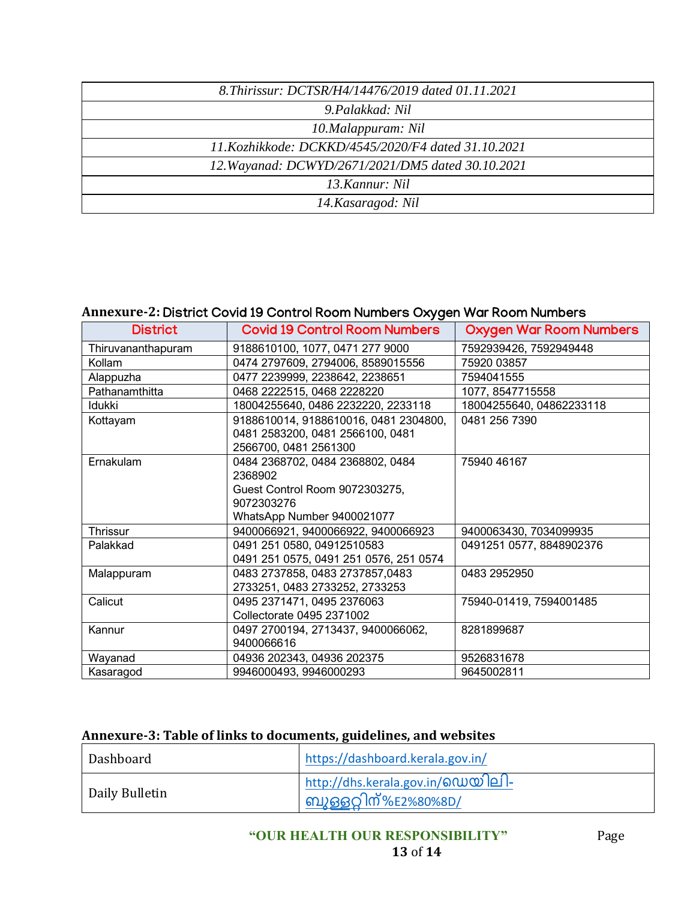| *8.Thirissur: DCTSR/H4/14476/2019 dated 01.11.2021* |
|---|
| *9.Palakkad: Nil* |
| *10.Malappuram: Nil* |
| *11.Kozhikkode: DCKKD/4545/2020/F4 dated 31.10.2021* |
| *12.Wayanad: DCWYD/2671/2021/DM5 dated 30.10.2021* |
| *13.Kannur: Nil* |
| *14.Kasaragod: Nil* |

**Annexure-2:** District Covid 19 Control Room Numbers Oxygen War Room Numbers

| District | Covid 19 Control Room Numbers | Oxygen War Room Numbers |
|---|---|---|
| Thiruvananthapuram | 9188610100, 1077, 0471 277 9000 | 7592939426, 7592949448 |
| Kollam | 0474 2797609, 2794006, 8589015556 | 75920 03857 |
| Alappuzha | 0477 2239999, 2238642, 2238651 | 7594041555 |
| Pathanamthitta | 0468 2222515, 0468 2228220 | 1077, 8547715558 |
| Idukki | 18004255640, 0486 2232220, 2233118 | 18004255640, 04862233118 |
| Kottayam | 9188610014, 9188610016, 0481 2304800, 0481 2583200, 0481 2566100, 0481 2566700, 0481 2561300 | 0481 256 7390 |
| Ernakulam | 0484 2368702, 0484 2368802, 0484 2368902<br>Guest Control Room 9072303275, 9072303276<br>WhatsApp Number 9400021077 | 75940 46167 |
| Thrissur | 9400066921, 9400066922, 9400066923 | 9400063430, 7034099935 |
| Palakkad | 0491 251 0580, 04912510583<br>0491 251 0575, 0491 251 0576, 251 0574 | 0491251 0577, 8848902376 |
| Malappuram | 0483 2737858, 0483 2737857,0483 2733251, 0483 2733252, 2733253 | 0483 2952950 |
| Calicut | 0495 2371471, 0495 2376063<br>Collectorate 0495 2371002 | 75940-01419, 7594001485 |
| Kannur | 0497 2700194, 2713437, 9400066062, 9400066616 | 8281899687 |
| Wayanad | 04936 202343, 04936 202375 | 9526831678 |
| Kasaragod | 9946000493, 9946000293 | 9645002811 |

**Annexure-3: Table of links to documents, guidelines, and websites**

| Dashboard | https://dashboard.kerala.gov.in/ |
|---|---|
| Daily Bulletin | http://dhs.kerala.gov.in/ഡെയിലി-ബുള്ളറ്റിന്%E2%80%8D/ |

**"OUR HEALTH OUR RESPONSIBILITY"**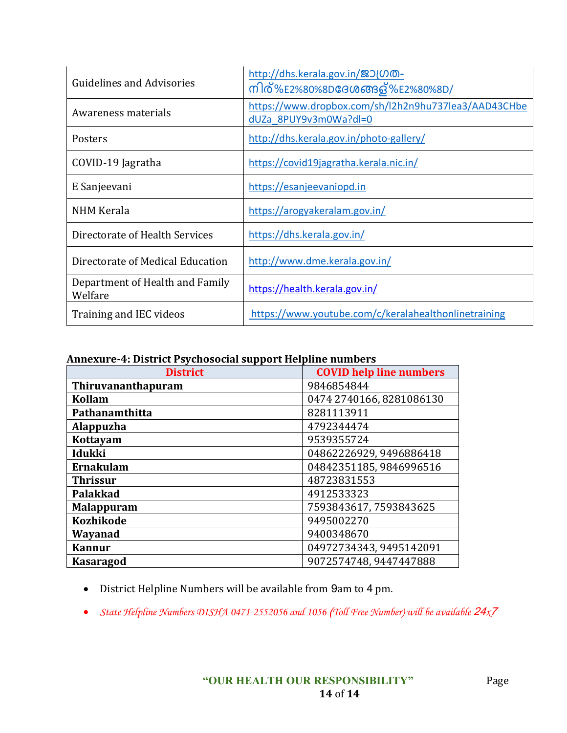| | |
|---|---|
| Guidelines and Advisories | http://dhs.kerala.gov.in/ജാഗ്രത-നിര്%E2%80%8Dദേശങ്ങള്%E2%80%8D/ |
| Awareness materials | https://www.dropbox.com/sh/l2h2n9hu737lea3/AAD43CHbedUZa_8PUY9v3m0Wa?dl=0 |
| Posters | http://dhs.kerala.gov.in/photo-gallery/ |
| COVID-19 Jagratha | https://covid19jagratha.kerala.nic.in/ |
| E Sanjeevani | https://esanjeevaniopd.in |
| NHM Kerala | https://arogyakeralam.gov.in/ |
| Directorate of Health Services | https://dhs.kerala.gov.in/ |
| Directorate of Medical Education | http://www.dme.kerala.gov.in/ |
| Department of Health and Family Welfare | https://health.kerala.gov.in/ |
| Training and IEC videos | https://www.youtube.com/c/keralahealthonlinetraining |

### Annexure-4: District Psychosocial support Helpline numbers

| District | COVID help line numbers |
|---|---|
| **Thiruvananthapuram** | 9846854844 |
| **Kollam** | 0474 2740166, 8281086130 |
| **Pathanamthitta** | 8281113911 |
| **Alappuzha** | 4792344474 |
| **Kottayam** | 9539355724 |
| **Idukki** | 04862226929, 9496886418 |
| **Ernakulam** | 04842351185, 9846996516 |
| **Thrissur** | 48723831553 |
| **Palakkad** | 4912533323 |
| **Malappuram** | 7593843617, 7593843625 |
| **Kozhikode** | 9495002270 |
| **Wayanad** | 9400348670 |
| **Kannur** | 04972734343, 9495142091 |
| **Kasaragod** | 9072574748, 9447447888 |

- District Helpline Numbers will be available from 9am to 4 pm.
- *State Helpline Numbers DISHA 0471-2552056 and 1056 (Toll Free Number) will be available 24x7*

**"OUR HEALTH OUR RESPONSIBILITY"**